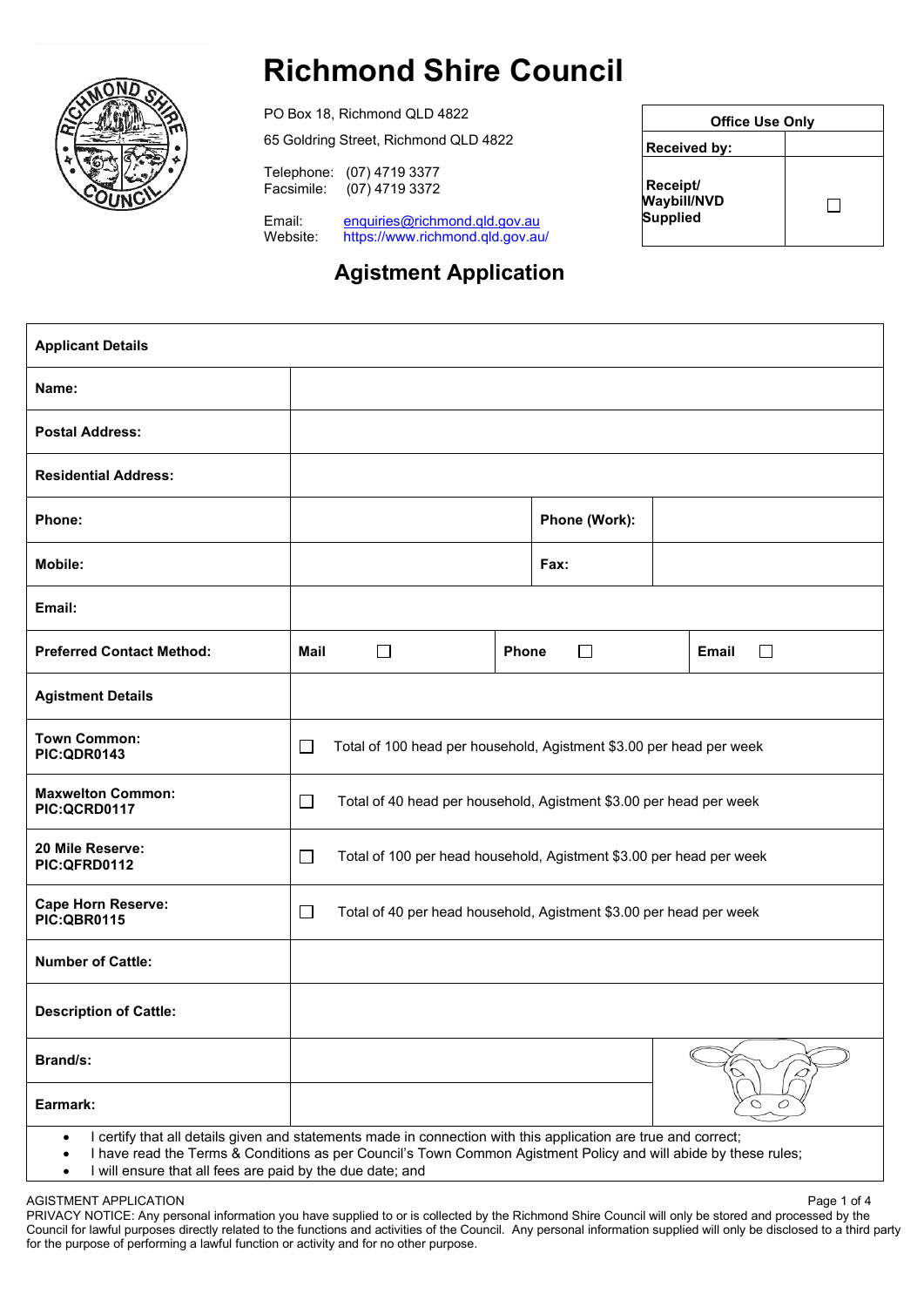# Richmond Shire Council

PO Box 18, Richmond QLD 4822

65 Goldring Street, Richmond QLD 4822

Telephone: (07) 4719 3377
Facsimile: (07) 4719 3372

Email: enquiries@richmond.qld.gov.au
Website: https://www.richmond.qld.gov.au/

| Office Use Only | |
|---|---|
| **Received by:** | |
| **Receipt/ Waybill/NVD Supplied** | ☐ |

## Agistment Application

| **Applicant Details** | | | |
|---|---|---|---|
| **Name:** | | | |
| **Postal Address:** | | | |
| **Residential Address:** | | | |
| **Phone:** | | **Phone (Work):** | |
| **Mobile:** | | **Fax:** | |
| **Email:** | | | |
| **Preferred Contact Method:** | **Mail** ☐ | **Phone** ☐ | **Email** ☐ |
| **Agistment Details** | | | |
| **Town Common: PIC:QDR0143** | ☐ Total of 100 head per household, Agistment $3.00 per head per week | | |
| **Maxwelton Common: PIC:QCRD0117** | ☐ Total of 40 head per household, Agistment $3.00 per head per week | | |
| **20 Mile Reserve: PIC:QFRD0112** | ☐ Total of 100 per head household, Agistment $3.00 per head per week | | |
| **Cape Horn Reserve: PIC:QBR0115** | ☐ Total of 40 per head household, Agistment $3.00 per head per week | | |
| **Number of Cattle:** | | | |
| **Description of Cattle:** | | | |
| **Brand/s:** | | | |
| **Earmark:** | | | |

- I certify that all details given and statements made in connection with this application are true and correct;
- I have read the Terms & Conditions as per Council's Town Common Agistment Policy and will abide by these rules;
- I will ensure that all fees are paid by the due date; and

AGISTMENT APPLICATION

PRIVACY NOTICE: Any personal information you have supplied to or is collected by the Richmond Shire Council will only be stored and processed by the Council for lawful purposes directly related to the functions and activities of the Council. Any personal information supplied will only be disclosed to a third party for the purpose of performing a lawful function or activity and for no other purpose.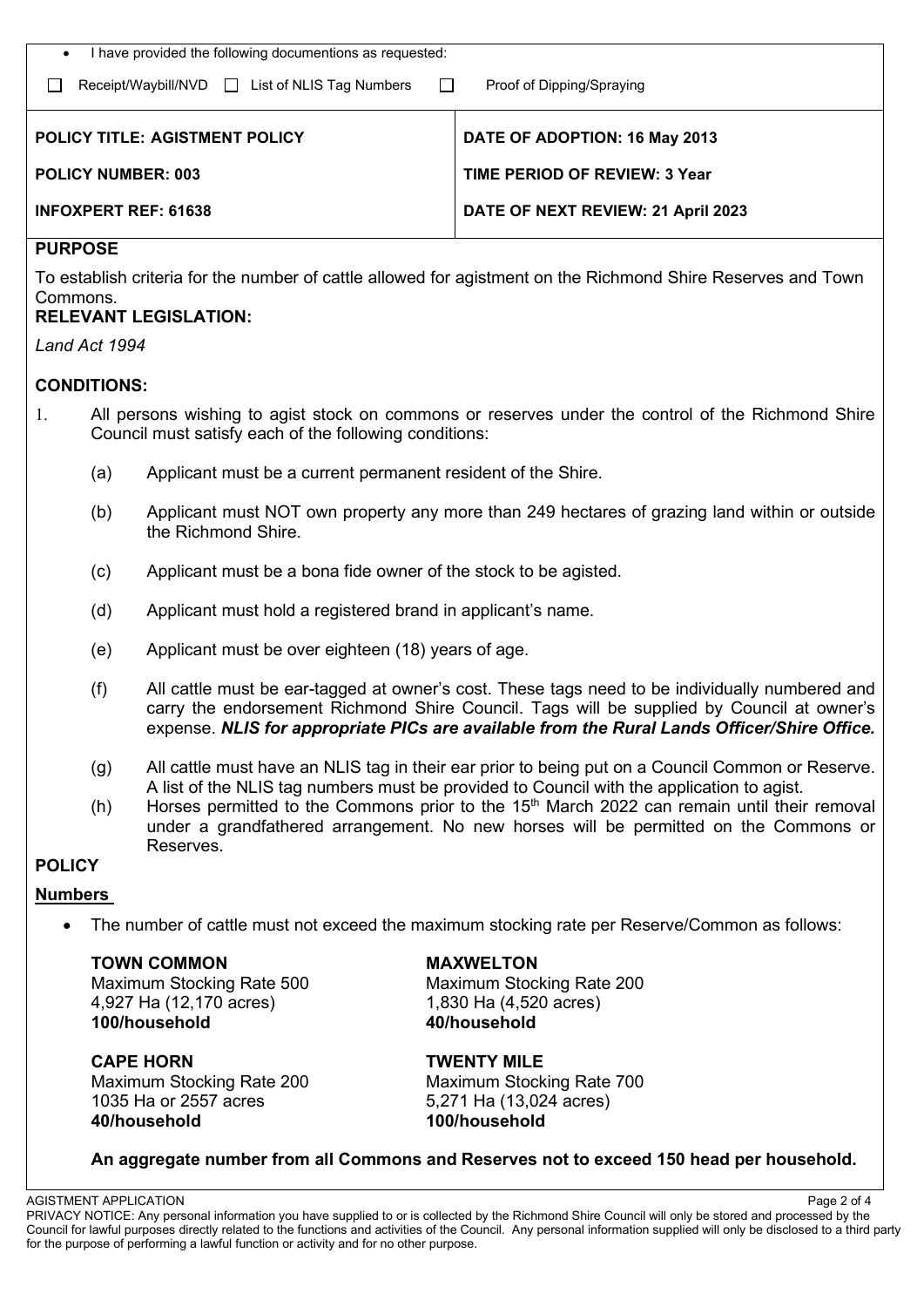- I have provided the following documentations as requested:

☐ Receipt/Waybill/NVD ☐ List of NLIS Tag Numbers ☐ Proof of Dipping/Spraying

| **POLICY TITLE: AGISTMENT POLICY** | **DATE OF ADOPTION: 16 May 2013** |
|---|---|
| **POLICY NUMBER: 003** | **TIME PERIOD OF REVIEW: 3 Year** |
| **INFOXPERT REF: 61638** | **DATE OF NEXT REVIEW: 21 April 2023** |

## PURPOSE

To establish criteria for the number of cattle allowed for agistment on the Richmond Shire Reserves and Town Commons.

## RELEVANT LEGISLATION:

*Land Act 1994*

## CONDITIONS:

1. All persons wishing to agist stock on commons or reserves under the control of the Richmond Shire Council must satisfy each of the following conditions:

   (a) Applicant must be a current permanent resident of the Shire.

   (b) Applicant must NOT own property any more than 249 hectares of grazing land within or outside the Richmond Shire.

   (c) Applicant must be a bona fide owner of the stock to be agisted.

   (d) Applicant must hold a registered brand in applicant's name.

   (e) Applicant must be over eighteen (18) years of age.

   (f) All cattle must be ear-tagged at owner's cost. These tags need to be individually numbered and carry the endorsement Richmond Shire Council. Tags will be supplied by Council at owner's expense. ***NLIS for appropriate PICs are available from the Rural Lands Officer/Shire Office.***

   (g) All cattle must have an NLIS tag in their ear prior to being put on a Council Common or Reserve. A list of the NLIS tag numbers must be provided to Council with the application to agist.

   (h) Horses permitted to the Commons prior to the 15th March 2022 can remain until their removal under a grandfathered arrangement. No new horses will be permitted on the Commons or Reserves.

## POLICY

**Numbers**

- The number of cattle must not exceed the maximum stocking rate per Reserve/Common as follows:

**TOWN COMMON**
Maximum Stocking Rate 500
4,927 Ha (12,170 acres)
**100/household**

**MAXWELTON**
Maximum Stocking Rate 200
1,830 Ha (4,520 acres)
**40/household**

**CAPE HORN**
Maximum Stocking Rate 200
1035 Ha or 2557 acres
**40/household**

**TWENTY MILE**
Maximum Stocking Rate 700
5,271 Ha (13,024 acres)
**100/household**

**An aggregate number from all Commons and Reserves not to exceed 150 head per household.**

AGISTMENT APPLICATION

PRIVACY NOTICE: Any personal information you have supplied to or is collected by the Richmond Shire Council will only be stored and processed by the Council for lawful purposes directly related to the functions and activities of the Council. Any personal information supplied will only be disclosed to a third party for the purpose of performing a lawful function or activity and for no other purpose.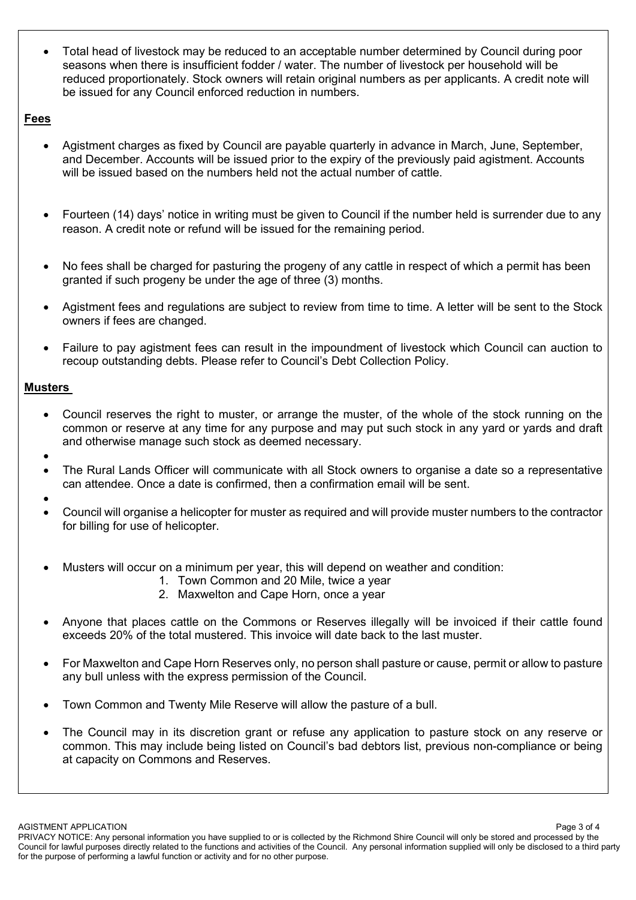- Total head of livestock may be reduced to an acceptable number determined by Council during poor seasons when there is insufficient fodder / water. The number of livestock per household will be reduced proportionately. Stock owners will retain original numbers as per applicants. A credit note will be issued for any Council enforced reduction in numbers.

## Fees

- Agistment charges as fixed by Council are payable quarterly in advance in March, June, September, and December. Accounts will be issued prior to the expiry of the previously paid agistment. Accounts will be issued based on the numbers held not the actual number of cattle.
- Fourteen (14) days' notice in writing must be given to Council if the number held is surrender due to any reason. A credit note or refund will be issued for the remaining period.
- No fees shall be charged for pasturing the progeny of any cattle in respect of which a permit has been granted if such progeny be under the age of three (3) months.
- Agistment fees and regulations are subject to review from time to time. A letter will be sent to the Stock owners if fees are changed.
- Failure to pay agistment fees can result in the impoundment of livestock which Council can auction to recoup outstanding debts. Please refer to Council's Debt Collection Policy.

## Musters

- Council reserves the right to muster, or arrange the muster, of the whole of the stock running on the common or reserve at any time for any purpose and may put such stock in any yard or yards and draft and otherwise manage such stock as deemed necessary.
- The Rural Lands Officer will communicate with all Stock owners to organise a date so a representative can attendee. Once a date is confirmed, then a confirmation email will be sent.
- Council will organise a helicopter for muster as required and will provide muster numbers to the contractor for billing for use of helicopter.
- Musters will occur on a minimum per year, this will depend on weather and condition:
  1. Town Common and 20 Mile, twice a year
  2. Maxwelton and Cape Horn, once a year
- Anyone that places cattle on the Commons or Reserves illegally will be invoiced if their cattle found exceeds 20% of the total mustered. This invoice will date back to the last muster.
- For Maxwelton and Cape Horn Reserves only, no person shall pasture or cause, permit or allow to pasture any bull unless with the express permission of the Council.
- Town Common and Twenty Mile Reserve will allow the pasture of a bull.
- The Council may in its discretion grant or refuse any application to pasture stock on any reserve or common. This may include being listed on Council's bad debtors list, previous non-compliance or being at capacity on Commons and Reserves.

PRIVACY NOTICE: Any personal information you have supplied to or is collected by the Richmond Shire Council will only be stored and processed by the Council for lawful purposes directly related to the functions and activities of the Council. Any personal information supplied will only be disclosed to a third party for the purpose of performing a lawful function or activity and for no other purpose.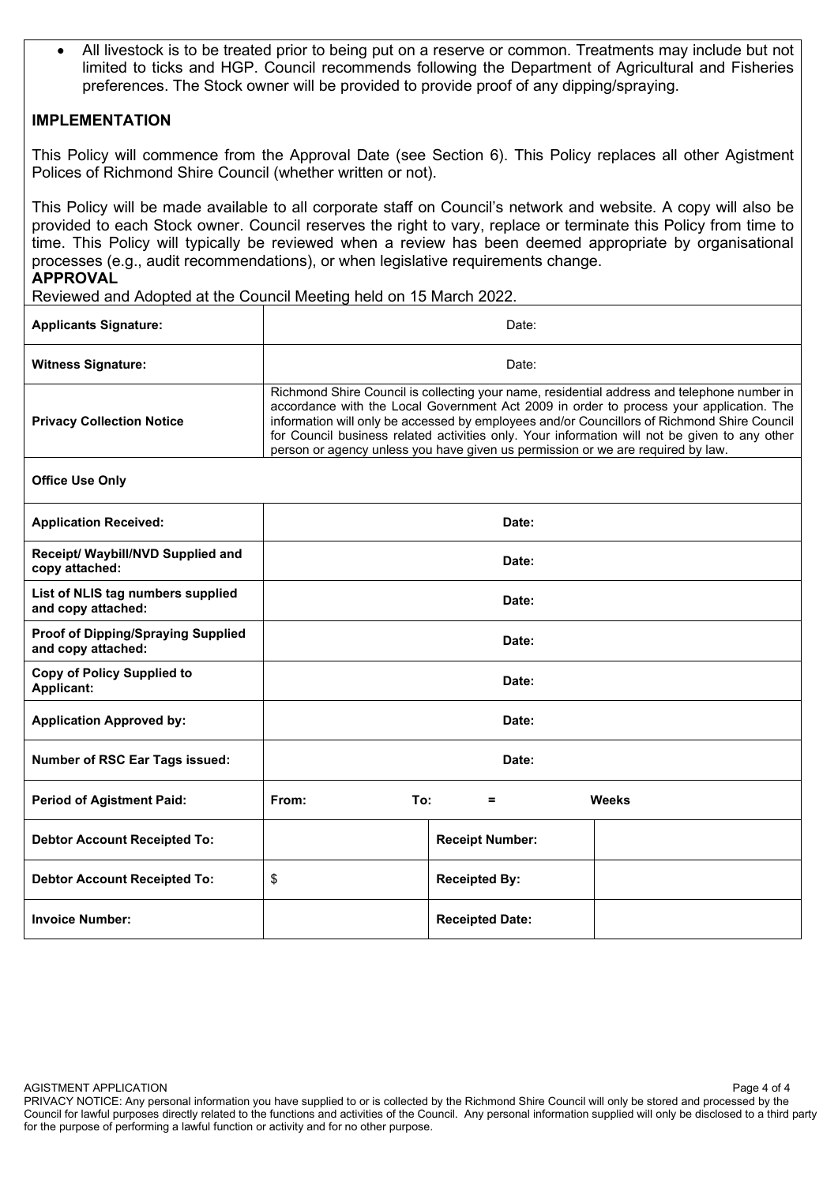- All livestock is to be treated prior to being put on a reserve or common. Treatments may include but not limited to ticks and HGP. Council recommends following the Department of Agricultural and Fisheries preferences. The Stock owner will be provided to provide proof of any dipping/spraying.

## IMPLEMENTATION

This Policy will commence from the Approval Date (see Section 6). This Policy replaces all other Agistment Polices of Richmond Shire Council (whether written or not).

This Policy will be made available to all corporate staff on Council's network and website. A copy will also be provided to each Stock owner. Council reserves the right to vary, replace or terminate this Policy from time to time. This Policy will typically be reviewed when a review has been deemed appropriate by organisational processes (e.g., audit recommendations), or when legislative requirements change.

## APPROVAL

Reviewed and Adopted at the Council Meeting held on 15 March 2022.

| | |
|---|---|
| **Applicants Signature:** | Date: |
| **Witness Signature:** | Date: |
| **Privacy Collection Notice** | Richmond Shire Council is collecting your name, residential address and telephone number in accordance with the Local Government Act 2009 in order to process your application. The information will only be accessed by employees and/or Councillors of Richmond Shire Council for Council business related activities only. Your information will not be given to any other person or agency unless you have given us permission or we are required by law. |

**Office Use Only**

| | | | |
|---|---|---|---|
| **Application Received:** | **Date:** | | |
| **Receipt/ Waybill/NVD Supplied and copy attached:** | **Date:** | | |
| **List of NLIS tag numbers supplied and copy attached:** | **Date:** | | |
| **Proof of Dipping/Spraying Supplied and copy attached:** | **Date:** | | |
| **Copy of Policy Supplied to Applicant:** | **Date:** | | |
| **Application Approved by:** | **Date:** | | |
| **Number of RSC Ear Tags issued:** | **Date:** | | |
| **Period of Agistment Paid:** | **From:** | **To: =** | **Weeks** |
| **Debtor Account Receipted To:** | | **Receipt Number:** | |
| **Debtor Account Receipted To:** | $ | **Receipted By:** | |
| **Invoice Number:** | | **Receipted Date:** | |

AGISTMENT APPLICATION

PRIVACY NOTICE: Any personal information you have supplied to or is collected by the Richmond Shire Council will only be stored and processed by the Council for lawful purposes directly related to the functions and activities of the Council. Any personal information supplied will only be disclosed to a third party for the purpose of performing a lawful function or activity and for no other purpose.